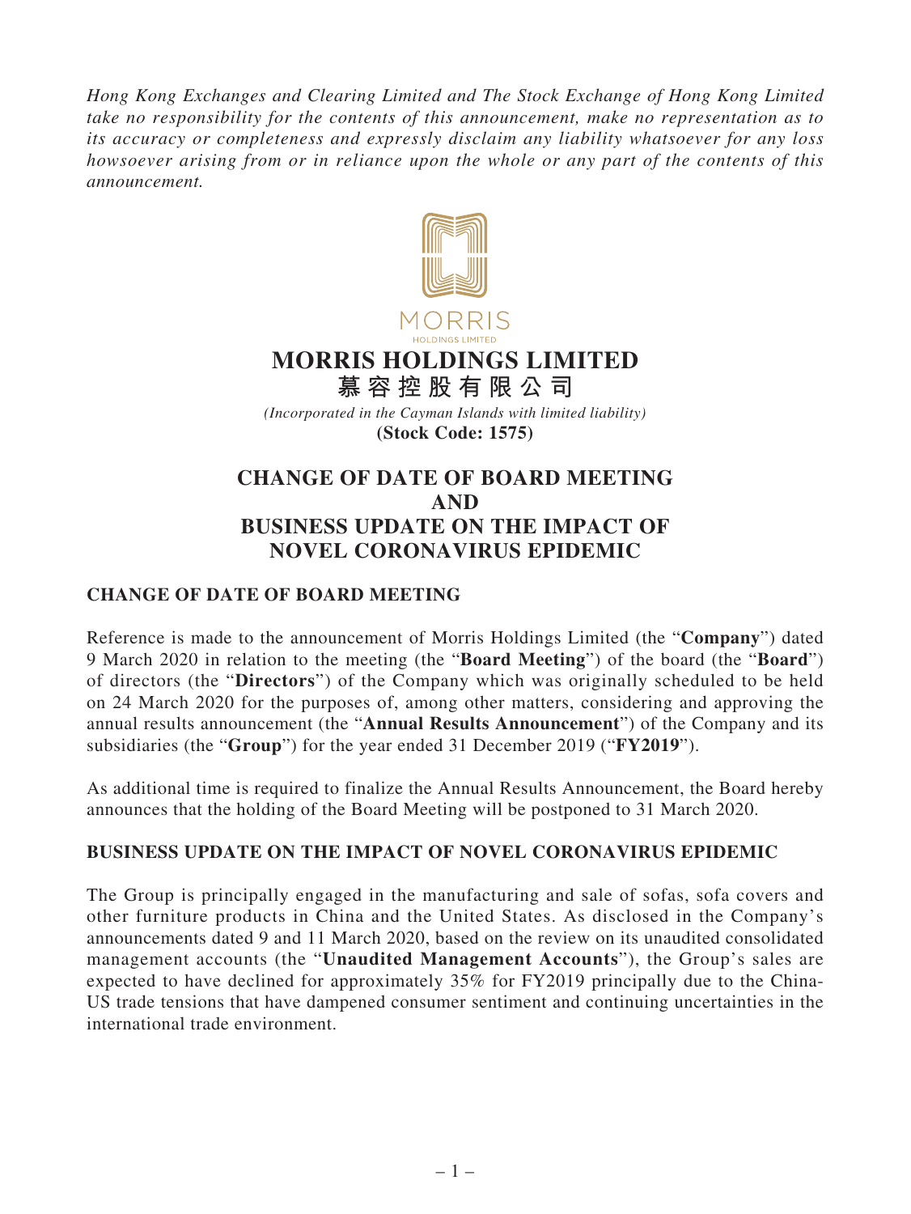*Hong Kong Exchanges and Clearing Limited and The Stock Exchange of Hong Kong Limited take no responsibility for the contents of this announcement, make no representation as to its accuracy or completeness and expressly disclaim any liability whatsoever for any loss howsoever arising from or in reliance upon the whole or any part of the contents of this announcement.*

# MORRIS HOLDINGS LIMITED
# 慕容控股有限公司

*(Incorporated in the Cayman Islands with limited liability)*
**(Stock Code: 1575)**

# CHANGE OF DATE OF BOARD MEETING AND BUSINESS UPDATE ON THE IMPACT OF NOVEL CORONAVIRUS EPIDEMIC

## CHANGE OF DATE OF BOARD MEETING

Reference is made to the announcement of Morris Holdings Limited (the "**Company**") dated 9 March 2020 in relation to the meeting (the "**Board Meeting**") of the board (the "**Board**") of directors (the "**Directors**") of the Company which was originally scheduled to be held on 24 March 2020 for the purposes of, among other matters, considering and approving the annual results announcement (the "**Annual Results Announcement**") of the Company and its subsidiaries (the "**Group**") for the year ended 31 December 2019 ("**FY2019**").

As additional time is required to finalize the Annual Results Announcement, the Board hereby announces that the holding of the Board Meeting will be postponed to 31 March 2020.

## BUSINESS UPDATE ON THE IMPACT OF NOVEL CORONAVIRUS EPIDEMIC

The Group is principally engaged in the manufacturing and sale of sofas, sofa covers and other furniture products in China and the United States. As disclosed in the Company's announcements dated 9 and 11 March 2020, based on the review on its unaudited consolidated management accounts (the "**Unaudited Management Accounts**"), the Group's sales are expected to have declined for approximately 35% for FY2019 principally due to the China-US trade tensions that have dampened consumer sentiment and continuing uncertainties in the international trade environment.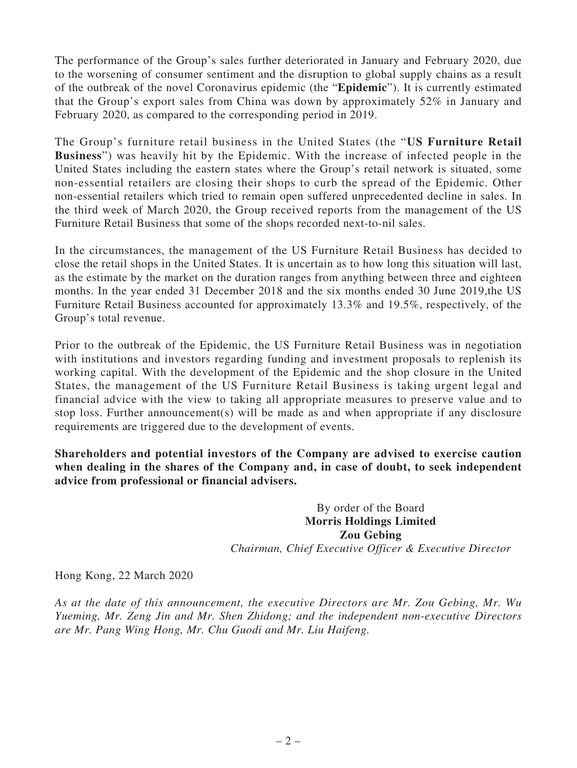The performance of the Group's sales further deteriorated in January and February 2020, due to the worsening of consumer sentiment and the disruption to global supply chains as a result of the outbreak of the novel Coronavirus epidemic (the "**Epidemic**"). It is currently estimated that the Group's export sales from China was down by approximately 52% in January and February 2020, as compared to the corresponding period in 2019.

The Group's furniture retail business in the United States (the "**US Furniture Retail Business**") was heavily hit by the Epidemic. With the increase of infected people in the United States including the eastern states where the Group's retail network is situated, some non-essential retailers are closing their shops to curb the spread of the Epidemic. Other non-essential retailers which tried to remain open suffered unprecedented decline in sales. In the third week of March 2020, the Group received reports from the management of the US Furniture Retail Business that some of the shops recorded next-to-nil sales.

In the circumstances, the management of the US Furniture Retail Business has decided to close the retail shops in the United States. It is uncertain as to how long this situation will last, as the estimate by the market on the duration ranges from anything between three and eighteen months. In the year ended 31 December 2018 and the six months ended 30 June 2019,the US Furniture Retail Business accounted for approximately 13.3% and 19.5%, respectively, of the Group's total revenue.

Prior to the outbreak of the Epidemic, the US Furniture Retail Business was in negotiation with institutions and investors regarding funding and investment proposals to replenish its working capital. With the development of the Epidemic and the shop closure in the United States, the management of the US Furniture Retail Business is taking urgent legal and financial advice with the view to taking all appropriate measures to preserve value and to stop loss. Further announcement(s) will be made as and when appropriate if any disclosure requirements are triggered due to the development of events.

**Shareholders and potential investors of the Company are advised to exercise caution when dealing in the shares of the Company and, in case of doubt, to seek independent advice from professional or financial advisers.**

By order of the Board
**Morris Holdings Limited**
**Zou Gebing**
*Chairman, Chief Executive Officer & Executive Director*

Hong Kong, 22 March 2020

*As at the date of this announcement, the executive Directors are Mr. Zou Gebing, Mr. Wu Yueming, Mr. Zeng Jin and Mr. Shen Zhidong; and the independent non-executive Directors are Mr. Pang Wing Hong, Mr. Chu Guodi and Mr. Liu Haifeng.*